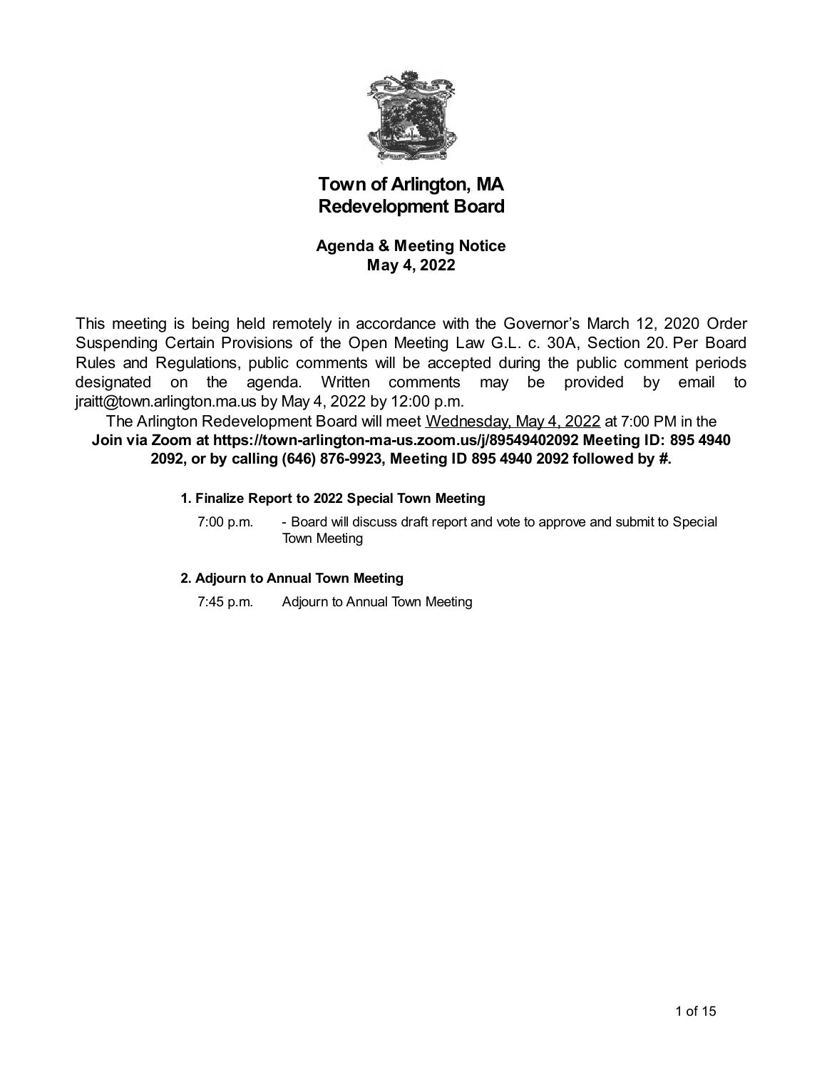# Town of Arlington, MA
# Redevelopment Board

## Agenda & Meeting Notice
## May 4, 2022

This meeting is being held remotely in accordance with the Governor's March 12, 2020 Order Suspending Certain Provisions of the Open Meeting Law G.L. c. 30A, Section 20. Per Board Rules and Regulations, public comments will be accepted during the public comment periods designated on the agenda. Written comments may be provided by email to jraitt@town.arlington.ma.us by May 4, 2022 by 12:00 p.m.

The Arlington Redevelopment Board will meet Wednesday, May 4, 2022 at 7:00 PM in the **Join via Zoom at https://town-arlington-ma-us.zoom.us/j/89549402092 Meeting ID: 895 4940 2092, or by calling (646) 876-9923, Meeting ID 895 4940 2092 followed by #.**

**1. Finalize Report to 2022 Special Town Meeting**

7:00 p.m. - Board will discuss draft report and vote to approve and submit to Special Town Meeting

**2. Adjourn to Annual Town Meeting**

7:45 p.m. Adjourn to Annual Town Meeting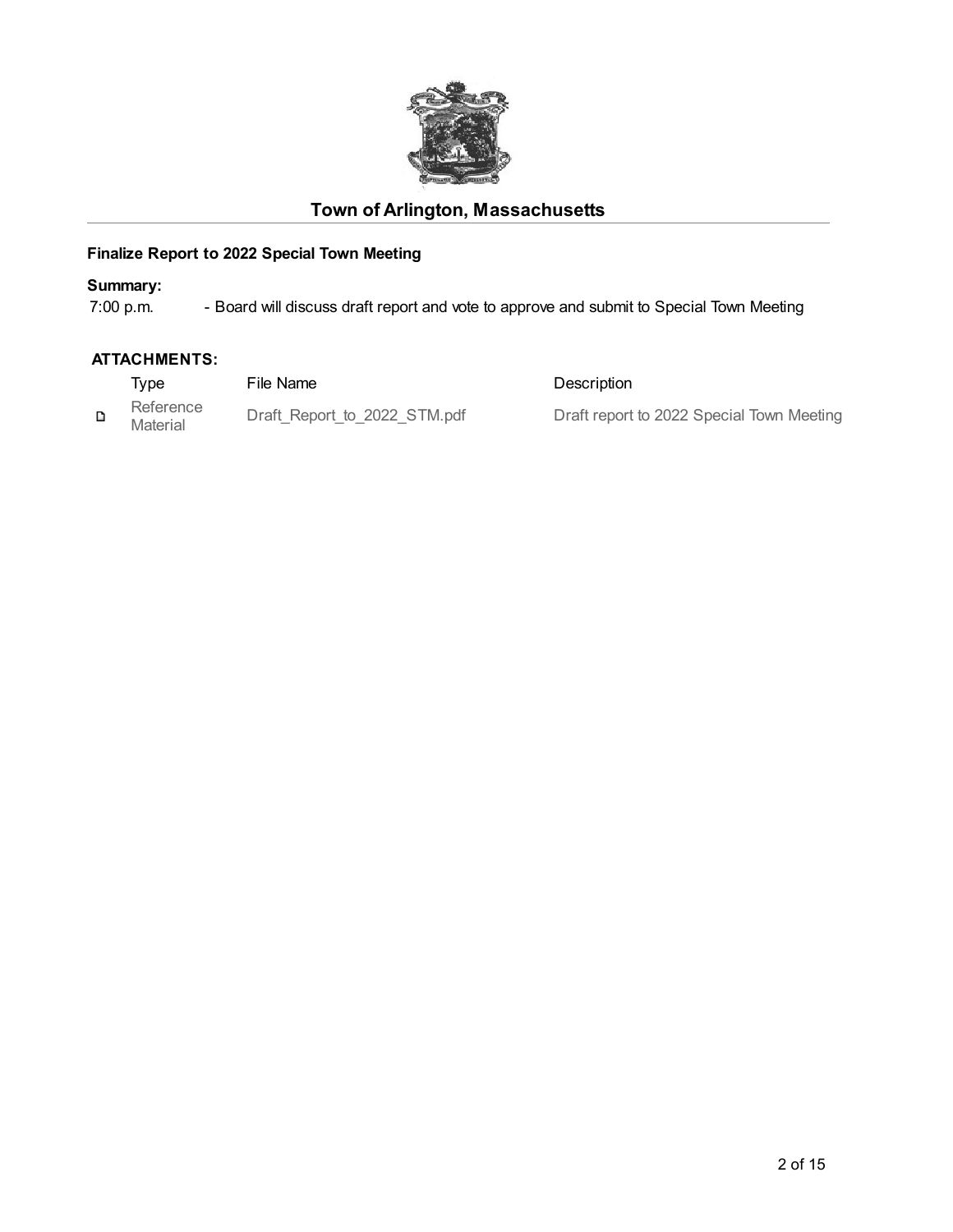# Town of Arlington, Massachusetts

**Finalize Report to 2022 Special Town Meeting**

**Summary:**

7:00 p.m. - Board will discuss draft report and vote to approve and submit to Special Town Meeting

**ATTACHMENTS:**

| Type | File Name | Description |
|---|---|---|
| Reference Material | Draft_Report_to_2022_STM.pdf | Draft report to 2022 Special Town Meeting |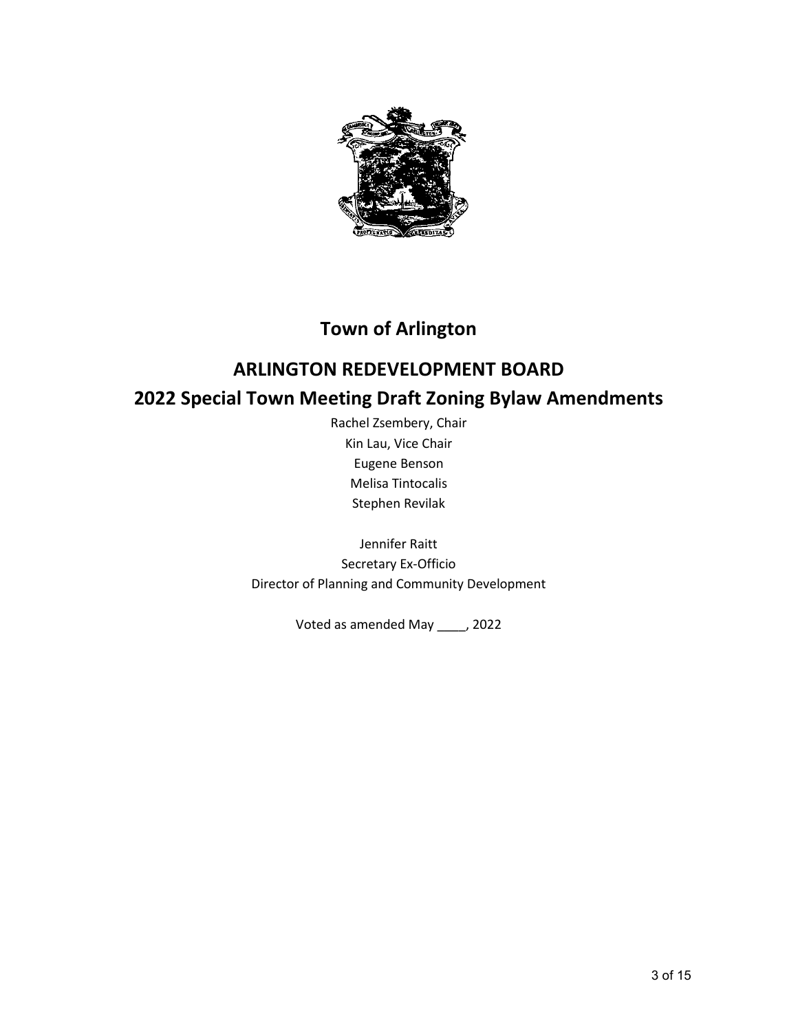# Town of Arlington

## ARLINGTON REDEVELOPMENT BOARD

## 2022 Special Town Meeting Draft Zoning Bylaw Amendments

Rachel Zsembery, Chair

Kin Lau, Vice Chair

Eugene Benson

Melisa Tintocalis

Stephen Revilak

Jennifer Raitt

Secretary Ex-Officio

Director of Planning and Community Development

Voted as amended May ____, 2022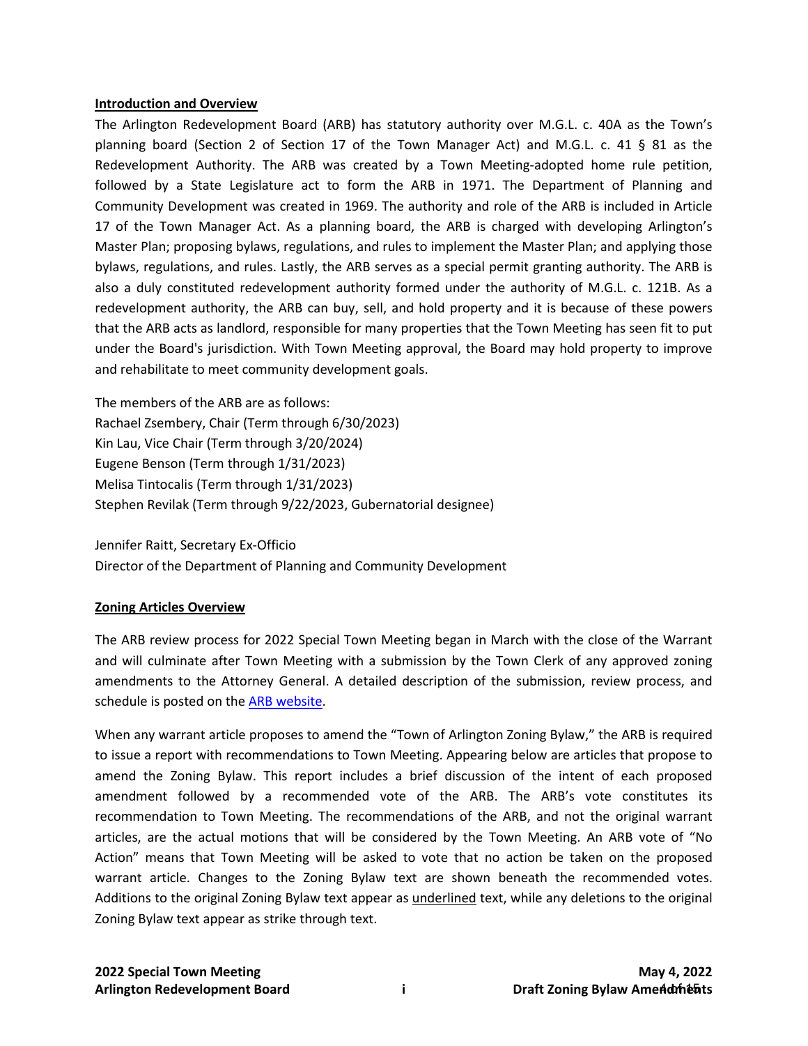**Introduction and Overview**

The Arlington Redevelopment Board (ARB) has statutory authority over M.G.L. c. 40A as the Town's planning board (Section 2 of Section 17 of the Town Manager Act) and M.G.L. c. 41 § 81 as the Redevelopment Authority. The ARB was created by a Town Meeting-adopted home rule petition, followed by a State Legislature act to form the ARB in 1971. The Department of Planning and Community Development was created in 1969. The authority and role of the ARB is included in Article 17 of the Town Manager Act. As a planning board, the ARB is charged with developing Arlington's Master Plan; proposing bylaws, regulations, and rules to implement the Master Plan; and applying those bylaws, regulations, and rules. Lastly, the ARB serves as a special permit granting authority. The ARB is also a duly constituted redevelopment authority formed under the authority of M.G.L. c. 121B. As a redevelopment authority, the ARB can buy, sell, and hold property and it is because of these powers that the ARB acts as landlord, responsible for many properties that the Town Meeting has seen fit to put under the Board's jurisdiction. With Town Meeting approval, the Board may hold property to improve and rehabilitate to meet community development goals.

The members of the ARB are as follows:
Rachael Zsembery, Chair (Term through 6/30/2023)
Kin Lau, Vice Chair (Term through 3/20/2024)
Eugene Benson (Term through 1/31/2023)
Melisa Tintocalis (Term through 1/31/2023)
Stephen Revilak (Term through 9/22/2023, Gubernatorial designee)

Jennifer Raitt, Secretary Ex-Officio
Director of the Department of Planning and Community Development

**Zoning Articles Overview**

The ARB review process for 2022 Special Town Meeting began in March with the close of the Warrant and will culminate after Town Meeting with a submission by the Town Clerk of any approved zoning amendments to the Attorney General. A detailed description of the submission, review process, and schedule is posted on the ARB website.

When any warrant article proposes to amend the "Town of Arlington Zoning Bylaw," the ARB is required to issue a report with recommendations to Town Meeting. Appearing below are articles that propose to amend the Zoning Bylaw. This report includes a brief discussion of the intent of each proposed amendment followed by a recommended vote of the ARB. The ARB's vote constitutes its recommendation to Town Meeting. The recommendations of the ARB, and not the original warrant articles, are the actual motions that will be considered by the Town Meeting. An ARB vote of "No Action" means that Town Meeting will be asked to vote that no action be taken on the proposed warrant article. Changes to the Zoning Bylaw text are shown beneath the recommended votes. Additions to the original Zoning Bylaw text appear as <u>underlined</u> text, while any deletions to the original Zoning Bylaw text appear as strike through text.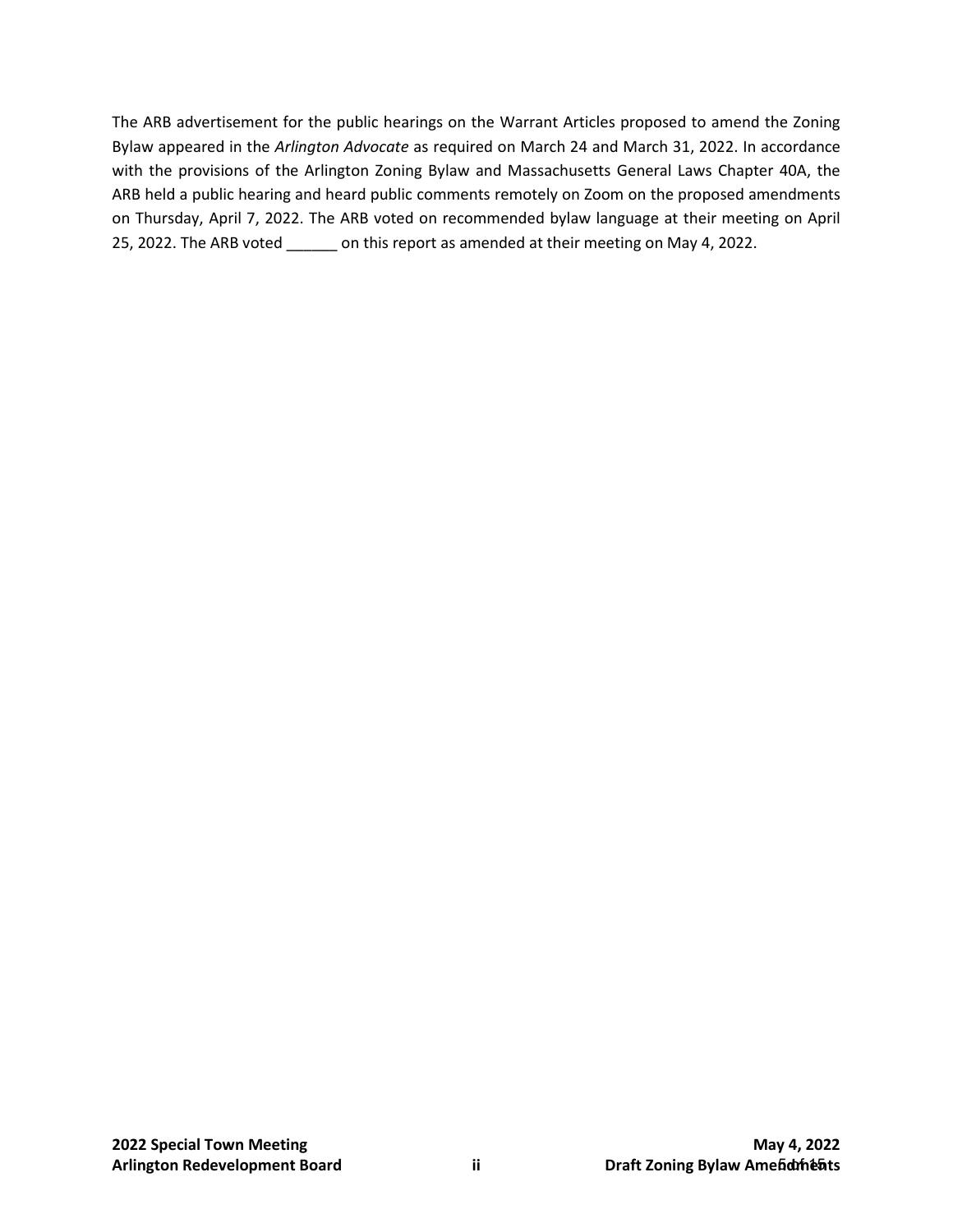The ARB advertisement for the public hearings on the Warrant Articles proposed to amend the Zoning Bylaw appeared in the *Arlington Advocate* as required on March 24 and March 31, 2022. In accordance with the provisions of the Arlington Zoning Bylaw and Massachusetts General Laws Chapter 40A, the ARB held a public hearing and heard public comments remotely on Zoom on the proposed amendments on Thursday, April 7, 2022. The ARB voted on recommended bylaw language at their meeting on April 25, 2022. The ARB voted ______ on this report as amended at their meeting on May 4, 2022.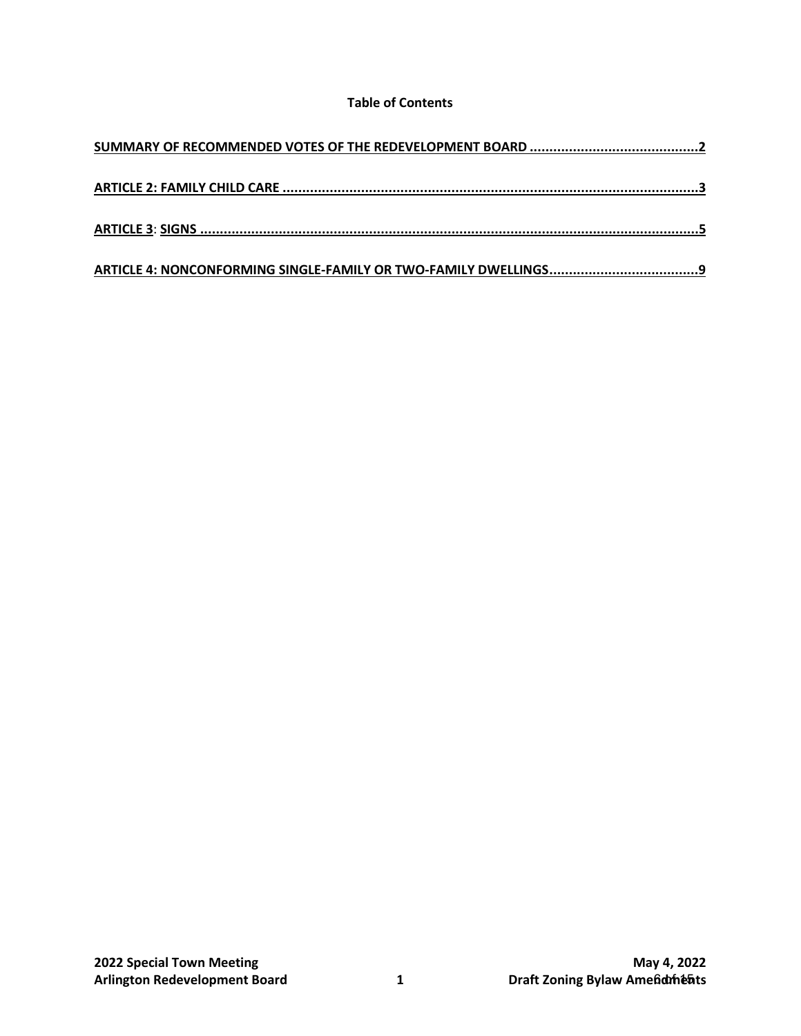**Table of Contents**

SUMMARY OF RECOMMENDED VOTES OF THE REDEVELOPMENT BOARD ............................................2

ARTICLE 2: FAMILY CHILD CARE ..........................................................................................................3

ARTICLE 3: SIGNS .................................................................................................................................5

ARTICLE 4: NONCONFORMING SINGLE-FAMILY OR TWO-FAMILY DWELLINGS.......................................9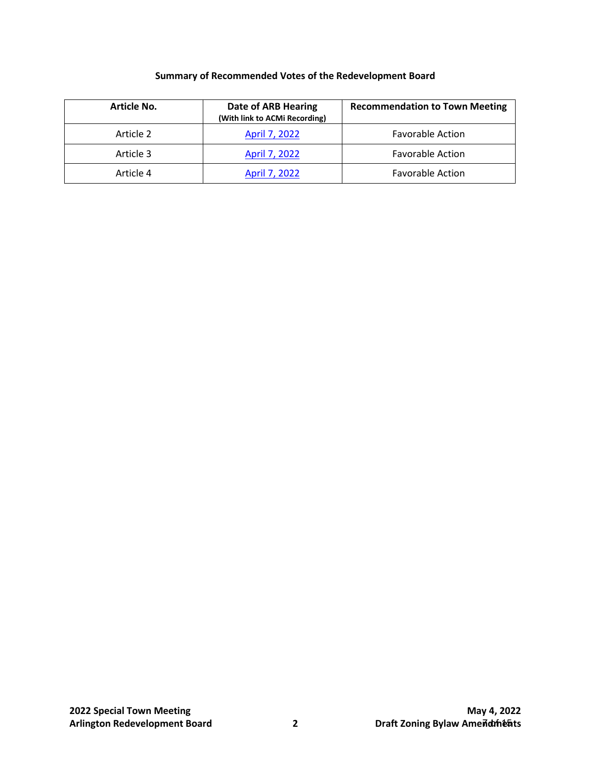**Summary of Recommended Votes of the Redevelopment Board**

| Article No. | Date of ARB Hearing (With link to ACMi Recording) | Recommendation to Town Meeting |
|---|---|---|
| Article 2 | April 7, 2022 | Favorable Action |
| Article 3 | April 7, 2022 | Favorable Action |
| Article 4 | April 7, 2022 | Favorable Action |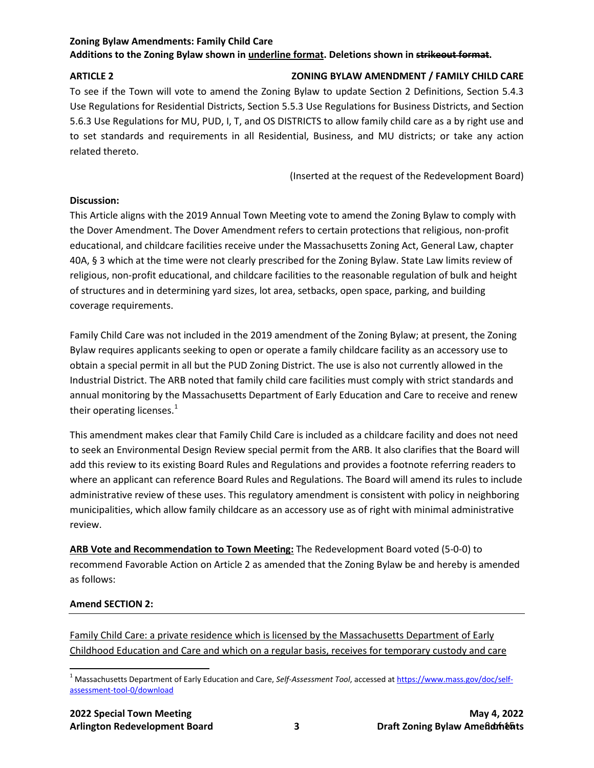**Zoning Bylaw Amendments: Family Child Care**
**Additions to the Zoning Bylaw shown in <u>underline format</u>. Deletions shown in ~~strikeout format~~.**

**ARTICLE 2** **ZONING BYLAW AMENDMENT / FAMILY CHILD CARE**

To see if the Town will vote to amend the Zoning Bylaw to update Section 2 Definitions, Section 5.4.3 Use Regulations for Residential Districts, Section 5.5.3 Use Regulations for Business Districts, and Section 5.6.3 Use Regulations for MU, PUD, I, T, and OS DISTRICTS to allow family child care as a by right use and to set standards and requirements in all Residential, Business, and MU districts; or take any action related thereto.

(Inserted at the request of the Redevelopment Board)

**Discussion:**

This Article aligns with the 2019 Annual Town Meeting vote to amend the Zoning Bylaw to comply with the Dover Amendment. The Dover Amendment refers to certain protections that religious, non-profit educational, and childcare facilities receive under the Massachusetts Zoning Act, General Law, chapter 40A, § 3 which at the time were not clearly prescribed for the Zoning Bylaw. State Law limits review of religious, non-profit educational, and childcare facilities to the reasonable regulation of bulk and height of structures and in determining yard sizes, lot area, setbacks, open space, parking, and building coverage requirements.

Family Child Care was not included in the 2019 amendment of the Zoning Bylaw; at present, the Zoning Bylaw requires applicants seeking to open or operate a family childcare facility as an accessory use to obtain a special permit in all but the PUD Zoning District. The use is also not currently allowed in the Industrial District. The ARB noted that family child care facilities must comply with strict standards and annual monitoring by the Massachusetts Department of Early Education and Care to receive and renew their operating licenses.[1]

This amendment makes clear that Family Child Care is included as a childcare facility and does not need to seek an Environmental Design Review special permit from the ARB. It also clarifies that the Board will add this review to its existing Board Rules and Regulations and provides a footnote referring readers to where an applicant can reference Board Rules and Regulations. The Board will amend its rules to include administrative review of these uses. This regulatory amendment is consistent with policy in neighboring municipalities, which allow family childcare as an accessory use as of right with minimal administrative review.

**<u>ARB Vote and Recommendation to Town Meeting:</u>** The Redevelopment Board voted (5-0-0) to recommend Favorable Action on Article 2 as amended that the Zoning Bylaw be and hereby is amended as follows:

**Amend SECTION 2:**

---

<u>Family Child Care: a private residence which is licensed by the Massachusetts Department of Early Childhood Education and Care and which on a regular basis, receives for temporary custody and care</u>

---

[1] Massachusetts Department of Early Education and Care, *Self-Assessment Tool*, accessed at https://www.mass.gov/doc/self-assessment-tool-0/download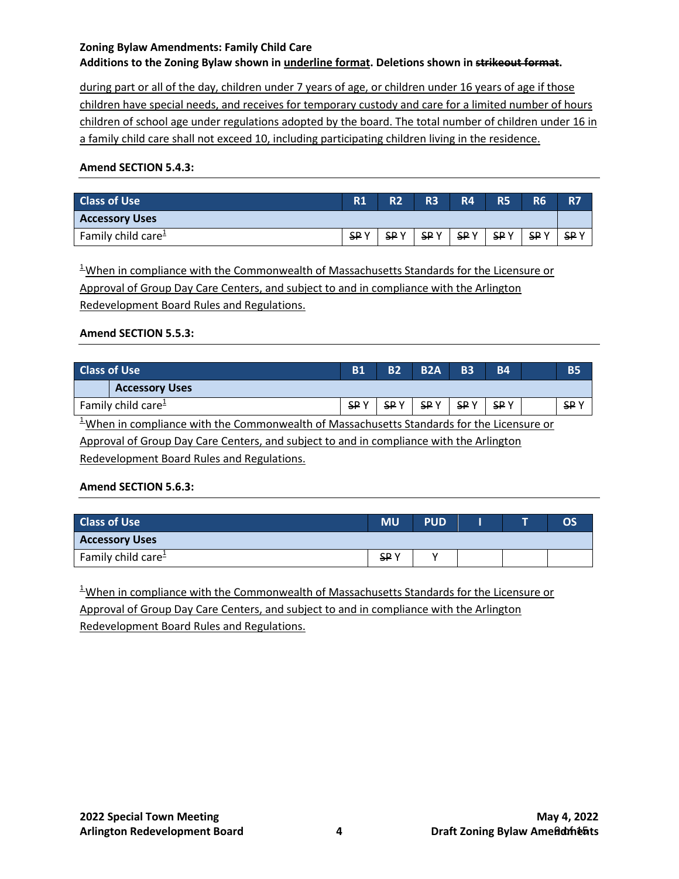**Zoning Bylaw Amendments: Family Child Care**
**Additions to the Zoning Bylaw shown in <u>underline format</u>. Deletions shown in ~~strikeout format~~.**

<u>during part or all of the day, children under 7 years of age, or children under 16 years of age if those children have special needs, and receives for temporary custody and care for a limited number of hours children of school age under regulations adopted by the board. The total number of children under 16 in a family child care shall not exceed 10, including participating children living in the residence.</u>

**Amend SECTION 5.4.3:**

| Class of Use | R1 | R2 | R3 | R4 | R5 | R6 | R7 |
|---|---|---|---|---|---|---|---|
| **Accessory Uses** | | | | | | | |
| Family child care[1] | ~~SP~~ Y | ~~SP~~ Y | ~~SP~~ Y | ~~SP~~ Y | ~~SP~~ Y | ~~SP~~ Y | ~~SP~~ Y |

<u>[1]When in compliance with the Commonwealth of Massachusetts Standards for the Licensure or Approval of Group Day Care Centers, and subject to and in compliance with the Arlington Redevelopment Board Rules and Regulations.</u>

**Amend SECTION 5.5.3:**

| Class of Use | B1 | B2 | B2A | B3 | B4 | | B5 |
|---|---|---|---|---|---|---|---|
| **Accessory Uses** | | | | | | | |
| Family child care[1] | ~~SP~~ Y | ~~SP~~ Y | ~~SP~~ Y | ~~SP~~ Y | ~~SP~~ Y | | ~~SP~~ Y |

<u>[1]When in compliance with the Commonwealth of Massachusetts Standards for the Licensure or Approval of Group Day Care Centers, and subject to and in compliance with the Arlington Redevelopment Board Rules and Regulations.</u>

**Amend SECTION 5.6.3:**

| Class of Use | MU | PUD | I | T | OS |
|---|---|---|---|---|---|
| **Accessory Uses** | | | | | |
| Family child care[1] | ~~SP~~ Y | Y | | | |

<u>[1]When in compliance with the Commonwealth of Massachusetts Standards for the Licensure or Approval of Group Day Care Centers, and subject to and in compliance with the Arlington Redevelopment Board Rules and Regulations.</u>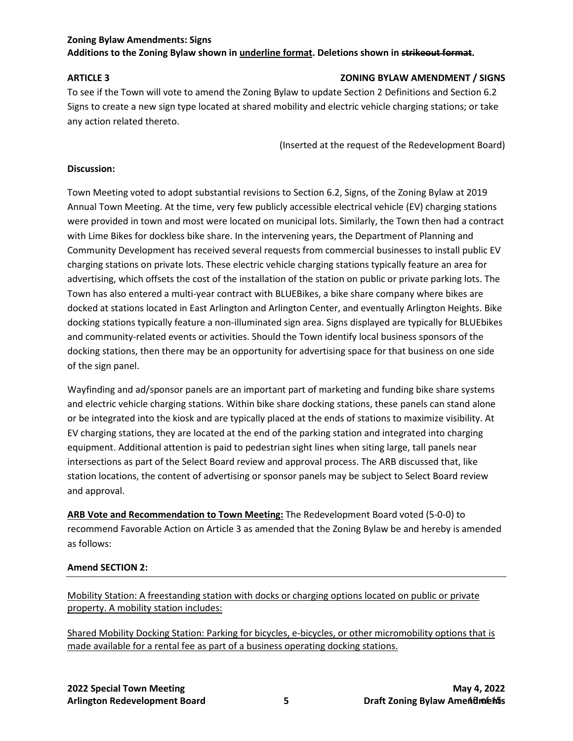**Zoning Bylaw Amendments: Signs**
**Additions to the Zoning Bylaw shown in <u>underline format</u>. Deletions shown in ~~strikeout format~~.**

**ARTICLE 3** **ZONING BYLAW AMENDMENT / SIGNS**

To see if the Town will vote to amend the Zoning Bylaw to update Section 2 Definitions and Section 6.2 Signs to create a new sign type located at shared mobility and electric vehicle charging stations; or take any action related thereto.

(Inserted at the request of the Redevelopment Board)

**Discussion:**

Town Meeting voted to adopt substantial revisions to Section 6.2, Signs, of the Zoning Bylaw at 2019 Annual Town Meeting. At the time, very few publicly accessible electrical vehicle (EV) charging stations were provided in town and most were located on municipal lots. Similarly, the Town then had a contract with Lime Bikes for dockless bike share. In the intervening years, the Department of Planning and Community Development has received several requests from commercial businesses to install public EV charging stations on private lots. These electric vehicle charging stations typically feature an area for advertising, which offsets the cost of the installation of the station on public or private parking lots. The Town has also entered a multi-year contract with BLUEBikes, a bike share company where bikes are docked at stations located in East Arlington and Arlington Center, and eventually Arlington Heights. Bike docking stations typically feature a non-illuminated sign area. Signs displayed are typically for BLUEbikes and community-related events or activities. Should the Town identify local business sponsors of the docking stations, then there may be an opportunity for advertising space for that business on one side of the sign panel.

Wayfinding and ad/sponsor panels are an important part of marketing and funding bike share systems and electric vehicle charging stations. Within bike share docking stations, these panels can stand alone or be integrated into the kiosk and are typically placed at the ends of stations to maximize visibility. At EV charging stations, they are located at the end of the parking station and integrated into charging equipment. Additional attention is paid to pedestrian sight lines when siting large, tall panels near intersections as part of the Select Board review and approval process. The ARB discussed that, like station locations, the content of advertising or sponsor panels may be subject to Select Board review and approval.

**<u>ARB Vote and Recommendation to Town Meeting:</u>** The Redevelopment Board voted (5-0-0) to recommend Favorable Action on Article 3 as amended that the Zoning Bylaw be and hereby is amended as follows:

**Amend SECTION 2:**

---

<u>Mobility Station: A freestanding station with docks or charging options located on public or private property. A mobility station includes:</u>

<u>Shared Mobility Docking Station: Parking for bicycles, e-bicycles, or other micromobility options that is made available for a rental fee as part of a business operating docking stations.</u>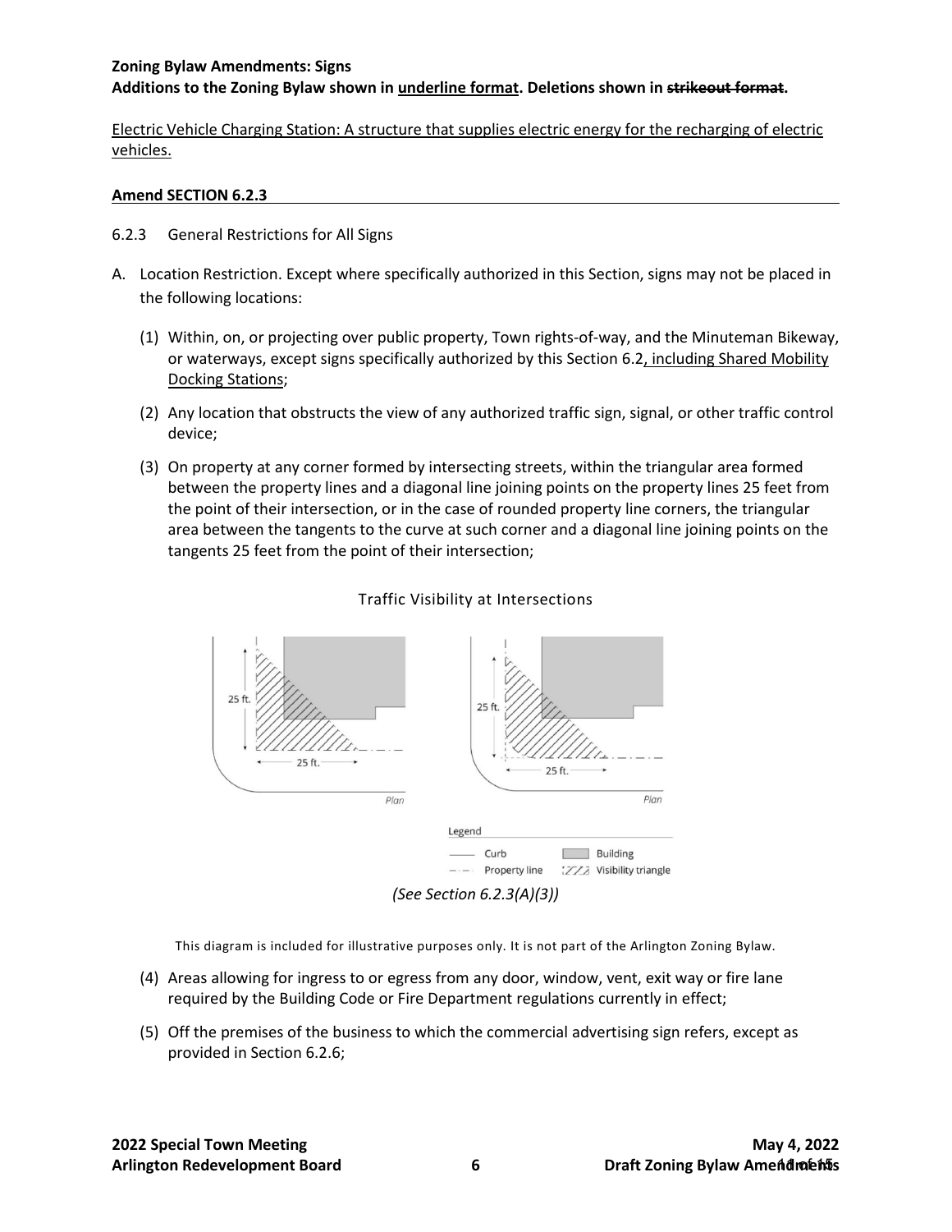**Zoning Bylaw Amendments: Signs**
**Additions to the Zoning Bylaw shown in <u>underline format</u>. Deletions shown in ~~strikeout format~~.**

<u>Electric Vehicle Charging Station: A structure that supplies electric energy for the recharging of electric vehicles.</u>

**<u>Amend SECTION 6.2.3</u>**

6.2.3 General Restrictions for All Signs

A. Location Restriction. Except where specifically authorized in this Section, signs may not be placed in the following locations:

(1) Within, on, or projecting over public property, Town rights-of-way, and the Minuteman Bikeway, or waterways, except signs specifically authorized by this Section 6.2<u>, including Shared Mobility Docking Stations</u>;

(2) Any location that obstructs the view of any authorized traffic sign, signal, or other traffic control device;

(3) On property at any corner formed by intersecting streets, within the triangular area formed between the property lines and a diagonal line joining points on the property lines 25 feet from the point of their intersection, or in the case of rounded property line corners, the triangular area between the tangents to the curve at such corner and a diagonal line joining points on the tangents 25 feet from the point of their intersection;

Traffic Visibility at Intersections

25 ft. 25 ft. Plan | 25 ft. 25 ft. Plan

Legend: Curb; Property line; Building; Visibility triangle

*(See Section 6.2.3(A)(3))*

This diagram is included for illustrative purposes only. It is not part of the Arlington Zoning Bylaw.

(4) Areas allowing for ingress to or egress from any door, window, vent, exit way or fire lane required by the Building Code or Fire Department regulations currently in effect;

(5) Off the premises of the business to which the commercial advertising sign refers, except as provided in Section 6.2.6;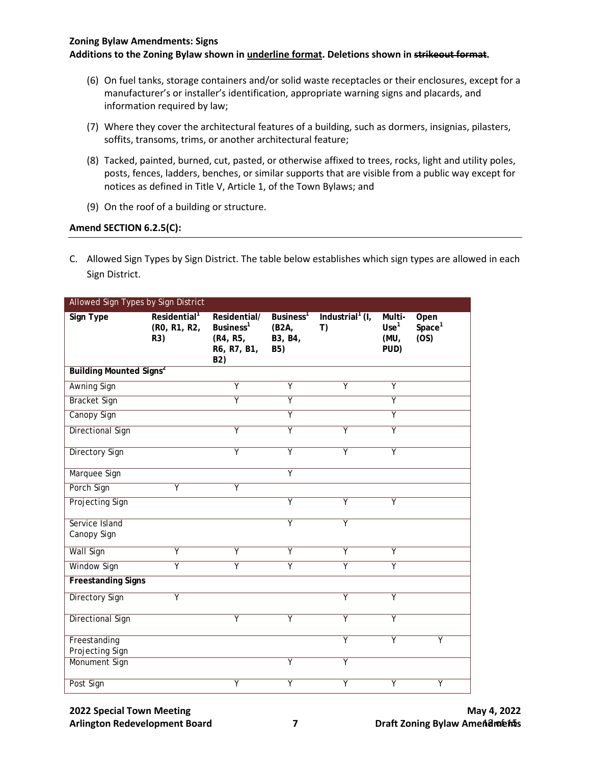**Zoning Bylaw Amendments: Signs**
**Additions to the Zoning Bylaw shown in underline format. Deletions shown in ~~strikeout format~~.**

(6) On fuel tanks, storage containers and/or solid waste receptacles or their enclosures, except for a manufacturer's or installer's identification, appropriate warning signs and placards, and information required by law;

(7) Where they cover the architectural features of a building, such as dormers, insignias, pilasters, soffits, transoms, trims, or another architectural feature;

(8) Tacked, painted, burned, cut, pasted, or otherwise affixed to trees, rocks, light and utility poles, posts, fences, ladders, benches, or similar supports that are visible from a public way except for notices as defined in Title V, Article 1, of the Town Bylaws; and

(9) On the roof of a building or structure.

**Amend SECTION 6.2.5(C):**

C. Allowed Sign Types by Sign District. The table below establishes which sign types are allowed in each Sign District.

| Allowed Sign Types by Sign District | | | | | | |
|---|---|---|---|---|---|---|
| **Sign Type** | **Residential[1] (R0, R1, R2, R3)** | **Residential/ Business[1] (R4, R5, R6, R7, B1, B2)** | **Business[1] (B2A, B3, B4, B5)** | **Industrial[1] (I, T)** | **Multi-Use[1] (MU, PUD)** | **Open Space[1] (OS)** |
| **Building Mounted Signs[2]** | | | | | | |
| Awning Sign | | Y | Y | Y | Y | |
| Bracket Sign | | Y | Y | | Y | |
| Canopy Sign | | | Y | | Y | |
| Directional Sign | | Y | Y | Y | Y | |
| Directory Sign | | Y | Y | Y | Y | |
| Marquee Sign | | | Y | | | |
| Porch Sign | Y | Y | | | | |
| Projecting Sign | | | Y | Y | Y | |
| Service Island Canopy Sign | | | Y | Y | | |
| Wall Sign | Y | Y | Y | Y | Y | |
| Window Sign | Y | Y | Y | Y | Y | |
| **Freestanding Signs** | | | | | | |
| Directory Sign | Y | | | Y | Y | |
| Directional Sign | | Y | Y | Y | Y | |
| Freestanding Projecting Sign | | | | Y | Y | Y |
| Monument Sign | | | Y | Y | | |
| Post Sign | | Y | Y | Y | Y | Y |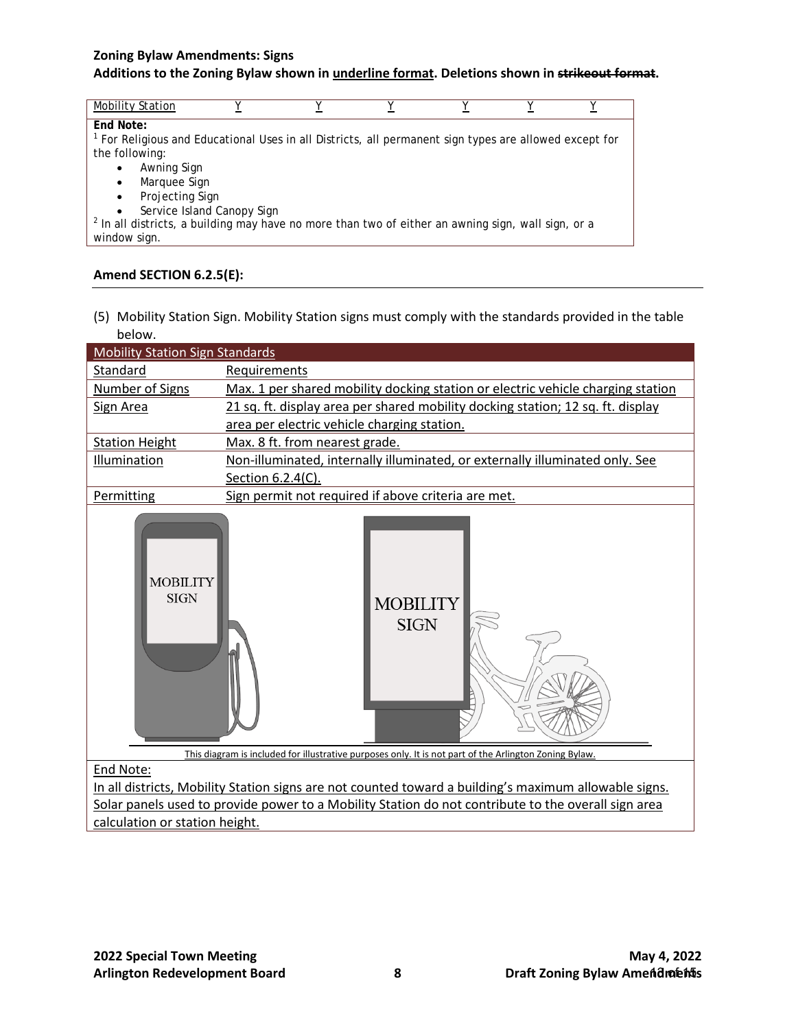**Zoning Bylaw Amendments: Signs**

**Additions to the Zoning Bylaw shown in underline format. Deletions shown in ~~strikeout format~~.**

| Mobility Station | Y | Y | Y | Y | Y | Y |
|---|---|---|---|---|---|---|

**End Note:**

[1] For Religious and Educational Uses in all Districts, all permanent sign types are allowed except for the following:

- Awning Sign
- Marquee Sign
- Projecting Sign
- Service Island Canopy Sign

[2] In all districts, a building may have no more than two of either an awning sign, wall sign, or a window sign.

**Amend SECTION 6.2.5(E):**

(5) Mobility Station Sign. Mobility Station signs must comply with the standards provided in the table below.

| Mobility Station Sign Standards | |
|---|---|
| Standard | Requirements |
| Number of Signs | Max. 1 per shared mobility docking station or electric vehicle charging station |
| Sign Area | 21 sq. ft. display area per shared mobility docking station; 12 sq. ft. display area per electric vehicle charging station. |
| Station Height | Max. 8 ft. from nearest grade. |
| Illumination | Non-illuminated, internally illuminated, or externally illuminated only. See Section 6.2.4(C). |
| Permitting | Sign permit not required if above criteria are met. |

This diagram is included for illustrative purposes only. It is not part of the Arlington Zoning Bylaw.

End Note:

In all districts, Mobility Station signs are not counted toward a building's maximum allowable signs. Solar panels used to provide power to a Mobility Station do not contribute to the overall sign area calculation or station height.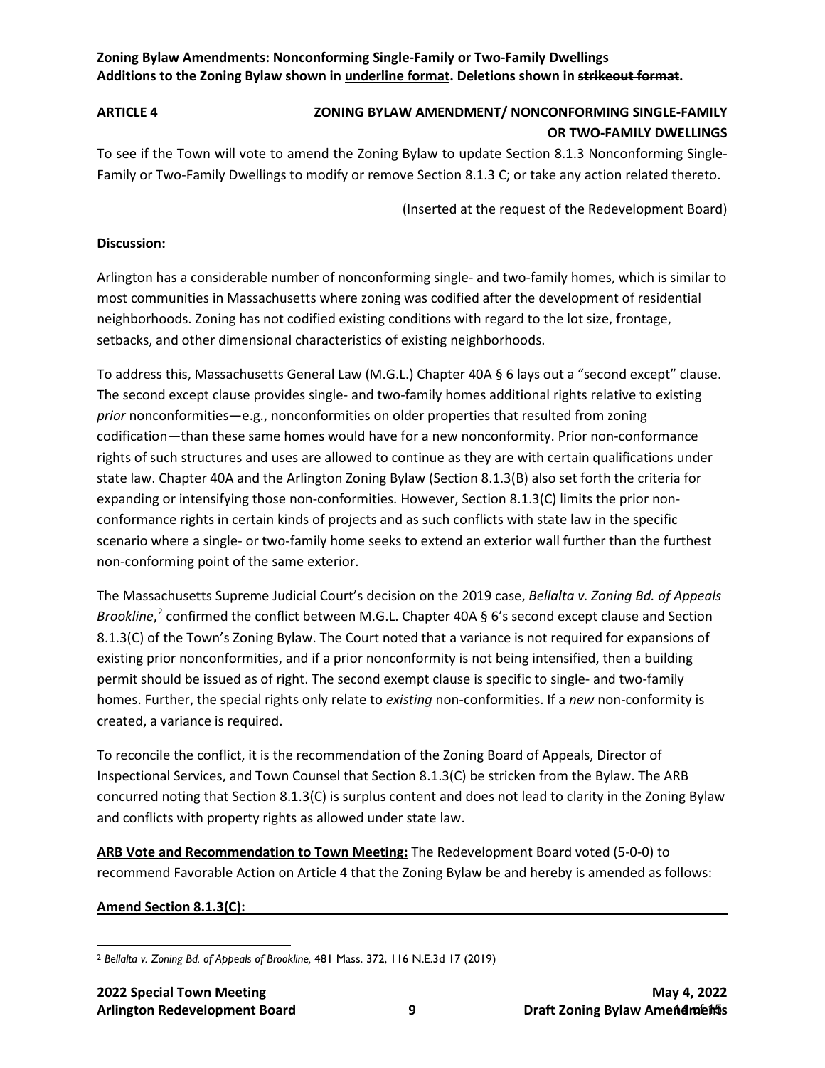**Zoning Bylaw Amendments: Nonconforming Single-Family or Two-Family Dwellings**
**Additions to the Zoning Bylaw shown in <u>underline format</u>. Deletions shown in ~~strikeout format~~.**

**ARTICLE 4** **ZONING BYLAW AMENDMENT/ NONCONFORMING SINGLE-FAMILY OR TWO-FAMILY DWELLINGS**

To see if the Town will vote to amend the Zoning Bylaw to update Section 8.1.3 Nonconforming Single-Family or Two-Family Dwellings to modify or remove Section 8.1.3 C; or take any action related thereto.

(Inserted at the request of the Redevelopment Board)

**Discussion:**

Arlington has a considerable number of nonconforming single- and two-family homes, which is similar to most communities in Massachusetts where zoning was codified after the development of residential neighborhoods. Zoning has not codified existing conditions with regard to the lot size, frontage, setbacks, and other dimensional characteristics of existing neighborhoods.

To address this, Massachusetts General Law (M.G.L.) Chapter 40A § 6 lays out a "second except" clause. The second except clause provides single- and two-family homes additional rights relative to existing *prior* nonconformities—e.g., nonconformities on older properties that resulted from zoning codification—than these same homes would have for a new nonconformity. Prior non-conformance rights of such structures and uses are allowed to continue as they are with certain qualifications under state law. Chapter 40A and the Arlington Zoning Bylaw (Section 8.1.3(B) also set forth the criteria for expanding or intensifying those non-conformities. However, Section 8.1.3(C) limits the prior non-conformance rights in certain kinds of projects and as such conflicts with state law in the specific scenario where a single- or two-family home seeks to extend an exterior wall further than the furthest non-conforming point of the same exterior.

The Massachusetts Supreme Judicial Court's decision on the 2019 case, *Bellalta v. Zoning Bd. of Appeals Brookline*,[2] confirmed the conflict between M.G.L. Chapter 40A § 6's second except clause and Section 8.1.3(C) of the Town's Zoning Bylaw. The Court noted that a variance is not required for expansions of existing prior nonconformities, and if a prior nonconformity is not being intensified, then a building permit should be issued as of right. The second exempt clause is specific to single- and two-family homes. Further, the special rights only relate to *existing* non-conformities. If a *new* non-conformity is created, a variance is required.

To reconcile the conflict, it is the recommendation of the Zoning Board of Appeals, Director of Inspectional Services, and Town Counsel that Section 8.1.3(C) be stricken from the Bylaw. The ARB concurred noting that Section 8.1.3(C) is surplus content and does not lead to clarity in the Zoning Bylaw and conflicts with property rights as allowed under state law.

**<u>ARB Vote and Recommendation to Town Meeting:</u>** The Redevelopment Board voted (5-0-0) to recommend Favorable Action on Article 4 that the Zoning Bylaw be and hereby is amended as follows:

**<u>Amend Section 8.1.3(C):</u>**

---

[2] *Bellalta v. Zoning Bd. of Appeals of Brookline*, 481 Mass. 372, 116 N.E.3d 17 (2019)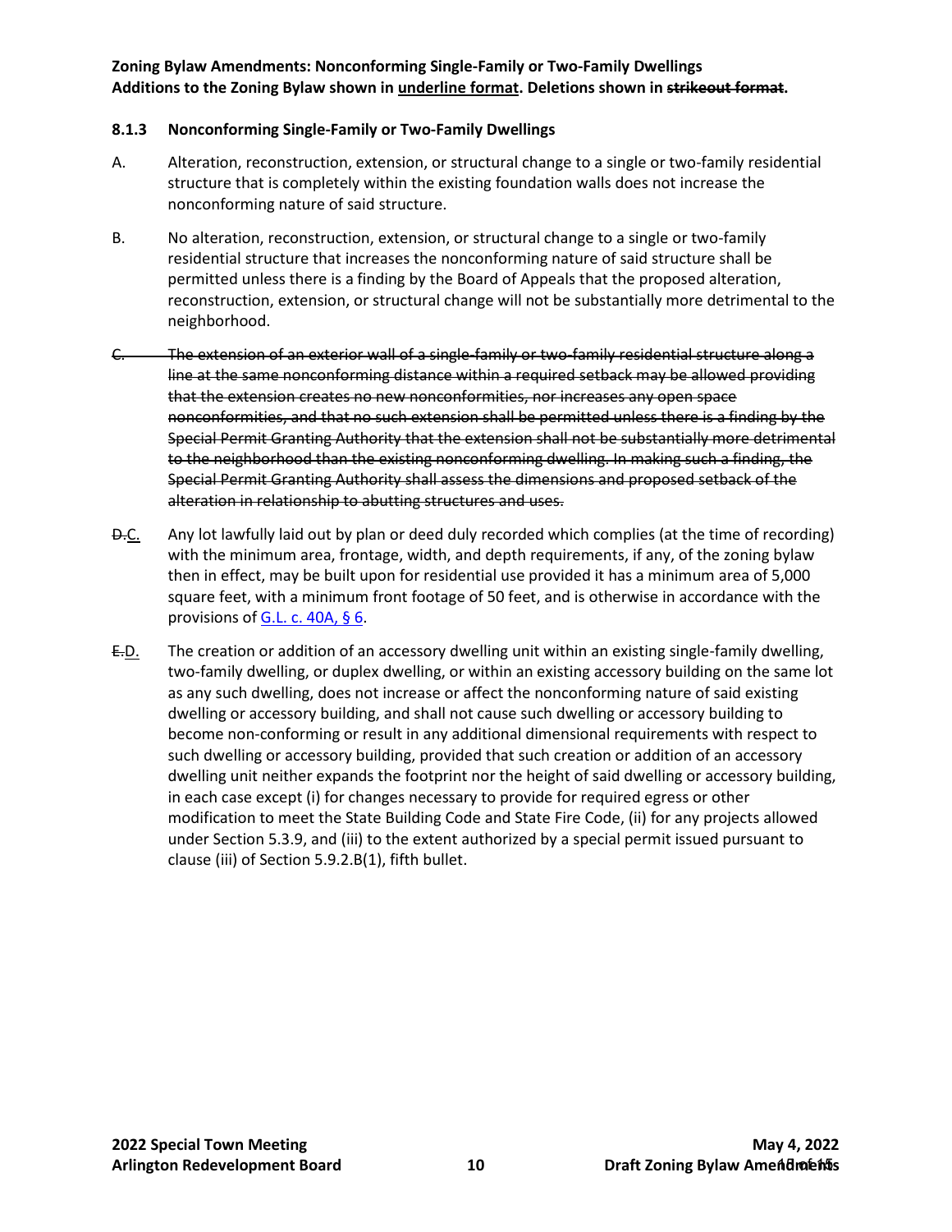**Zoning Bylaw Amendments: Nonconforming Single-Family or Two-Family Dwellings**
**Additions to the Zoning Bylaw shown in <u>underline format</u>. Deletions shown in ~~strikeout format~~.**

### 8.1.3 Nonconforming Single-Family or Two-Family Dwellings

A. Alteration, reconstruction, extension, or structural change to a single or two-family residential structure that is completely within the existing foundation walls does not increase the nonconforming nature of said structure.

B. No alteration, reconstruction, extension, or structural change to a single or two-family residential structure that increases the nonconforming nature of said structure shall be permitted unless there is a finding by the Board of Appeals that the proposed alteration, reconstruction, extension, or structural change will not be substantially more detrimental to the neighborhood.

~~C. The extension of an exterior wall of a single-family or two-family residential structure along a line at the same nonconforming distance within a required setback may be allowed providing that the extension creates no new nonconformities, nor increases any open space nonconformities, and that no such extension shall be permitted unless there is a finding by the Special Permit Granting Authority that the extension shall not be substantially more detrimental to the neighborhood than the existing nonconforming dwelling. In making such a finding, the Special Permit Granting Authority shall assess the dimensions and proposed setback of the alteration in relationship to abutting structures and uses.~~

~~D.~~<u>C.</u> Any lot lawfully laid out by plan or deed duly recorded which complies (at the time of recording) with the minimum area, frontage, width, and depth requirements, if any, of the zoning bylaw then in effect, may be built upon for residential use provided it has a minimum area of 5,000 square feet, with a minimum front footage of 50 feet, and is otherwise in accordance with the provisions of G.L. c. 40A, § 6.

~~E.~~<u>D.</u> The creation or addition of an accessory dwelling unit within an existing single-family dwelling, two-family dwelling, or duplex dwelling, or within an existing accessory building on the same lot as any such dwelling, does not increase or affect the nonconforming nature of said existing dwelling or accessory building, and shall not cause such dwelling or accessory building to become non-conforming or result in any additional dimensional requirements with respect to such dwelling or accessory building, provided that such creation or addition of an accessory dwelling unit neither expands the footprint nor the height of said dwelling or accessory building, in each case except (i) for changes necessary to provide for required egress or other modification to meet the State Building Code and State Fire Code, (ii) for any projects allowed under Section 5.3.9, and (iii) to the extent authorized by a special permit issued pursuant to clause (iii) of Section 5.9.2.B(1), fifth bullet.